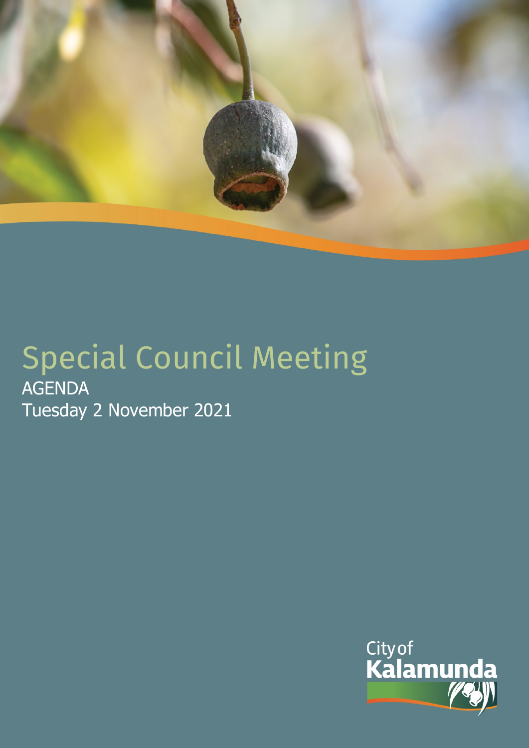# Special Council Meeting

AGENDA

Tuesday 2 November 2021

City of Kalamunda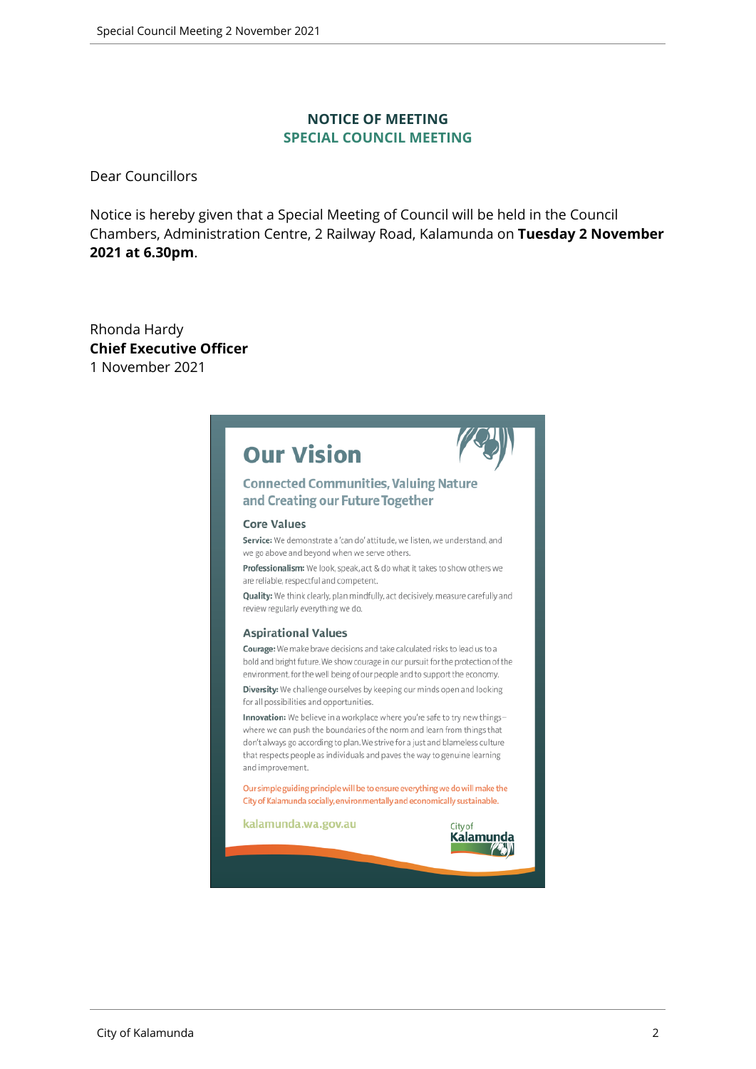## NOTICE OF MEETING
## SPECIAL COUNCIL MEETING

Dear Councillors

Notice is hereby given that a Special Meeting of Council will be held in the Council Chambers, Administration Centre, 2 Railway Road, Kalamunda on **Tuesday 2 November 2021 at 6.30pm**.

Rhonda Hardy
**Chief Executive Officer**
1 November 2021

# Our Vision

### Connected Communities, Valuing Nature and Creating our Future Together

#### Core Values

**Service:** We demonstrate a 'can do' attitude, we listen, we understand, and we go above and beyond when we serve others.

**Professionalism:** We look, speak, act & do what it takes to show others we are reliable, respectful and competent.

**Quality:** We think clearly, plan mindfully, act decisively, measure carefully and review regularly everything we do.

#### Aspirational Values

**Courage:** We make brave decisions and take calculated risks to lead us to a bold and bright future. We show courage in our pursuit for the protection of the environment, for the well being of our people and to support the economy.

**Diversity:** We challenge ourselves by keeping our minds open and looking for all possibilities and opportunities.

**Innovation:** We believe in a workplace where you're safe to try new things – where we can push the boundaries of the norm and learn from things that don't always go according to plan. We strive for a just and blameless culture that respects people as individuals and paves the way to genuine learning and improvement.

Our simple guiding principle will be to ensure everything we do will make the City of Kalamunda socially, environmentally and economically sustainable.

kalamunda.wa.gov.au

City of Kalamunda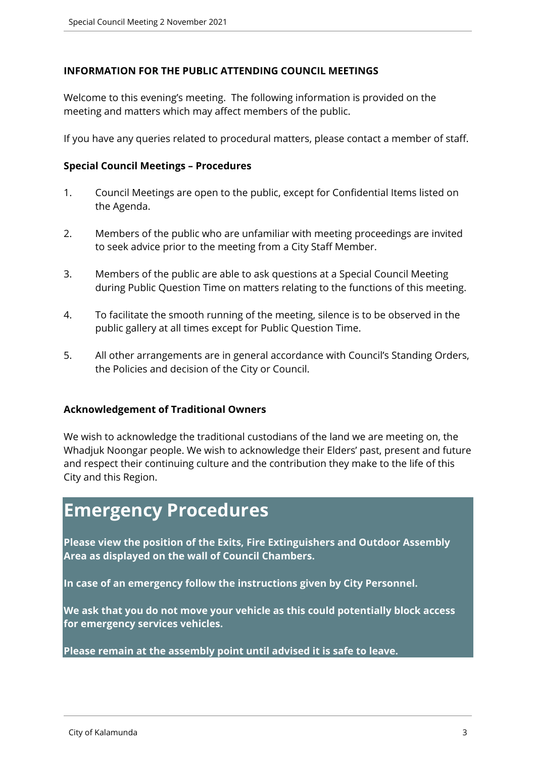**INFORMATION FOR THE PUBLIC ATTENDING COUNCIL MEETINGS**

Welcome to this evening's meeting. The following information is provided on the meeting and matters which may affect members of the public.

If you have any queries related to procedural matters, please contact a member of staff.

**Special Council Meetings – Procedures**

1. Council Meetings are open to the public, except for Confidential Items listed on the Agenda.

2. Members of the public who are unfamiliar with meeting proceedings are invited to seek advice prior to the meeting from a City Staff Member.

3. Members of the public are able to ask questions at a Special Council Meeting during Public Question Time on matters relating to the functions of this meeting.

4. To facilitate the smooth running of the meeting, silence is to be observed in the public gallery at all times except for Public Question Time.

5. All other arrangements are in general accordance with Council's Standing Orders, the Policies and decision of the City or Council.

**Acknowledgement of Traditional Owners**

We wish to acknowledge the traditional custodians of the land we are meeting on, the Whadjuk Noongar people. We wish to acknowledge their Elders' past, present and future and respect their continuing culture and the contribution they make to the life of this City and this Region.

# Emergency Procedures

**Please view the position of the Exits, Fire Extinguishers and Outdoor Assembly Area as displayed on the wall of Council Chambers.**

**In case of an emergency follow the instructions given by City Personnel.**

**We ask that you do not move your vehicle as this could potentially block access for emergency services vehicles.**

**Please remain at the assembly point until advised it is safe to leave.**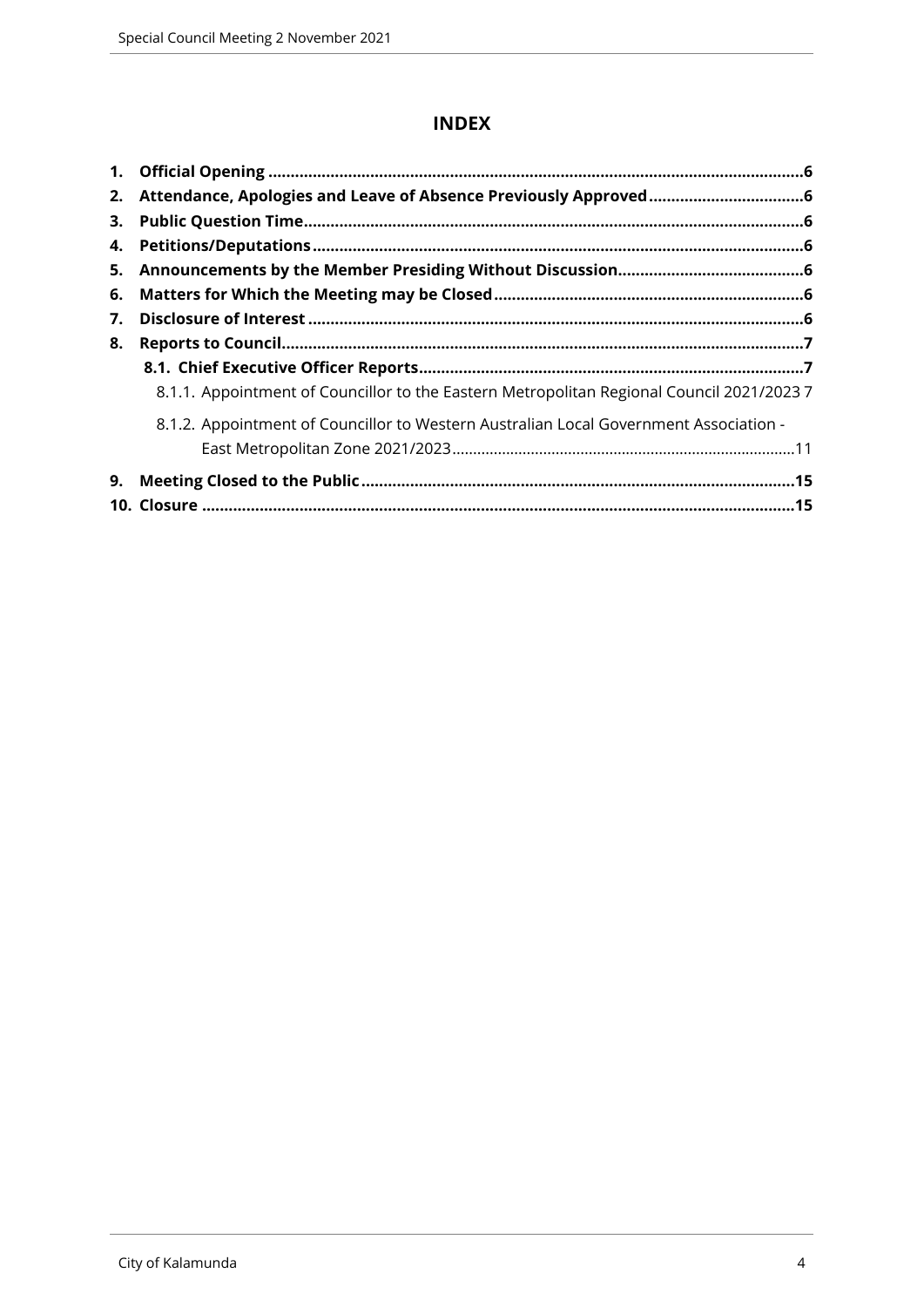# INDEX

1. **Official Opening** ......................................................................................................6
2. **Attendance, Apologies and Leave of Absence Previously Approved** ..................................6
3. **Public Question Time** ...............................................................................................6
4. **Petitions/Deputations** .............................................................................................6
5. **Announcements by the Member Presiding Without Discussion** .........................................6
6. **Matters for Which the Meeting may be Closed** ....................................................................6
7. **Disclosure of Interest** ...............................................................................................6
8. **Reports to Council** ....................................................................................................7
   - **8.1. Chief Executive Officer Reports** .....................................................................7
     - 8.1.1. Appointment of Councillor to the Eastern Metropolitan Regional Council 2021/2023 7
     - 8.1.2. Appointment of Councillor to Western Australian Local Government Association - East Metropolitan Zone 2021/2023 .................................................................................11
9. **Meeting Closed to the Public** .................................................................................15
10. **Closure** ....................................................................................................................15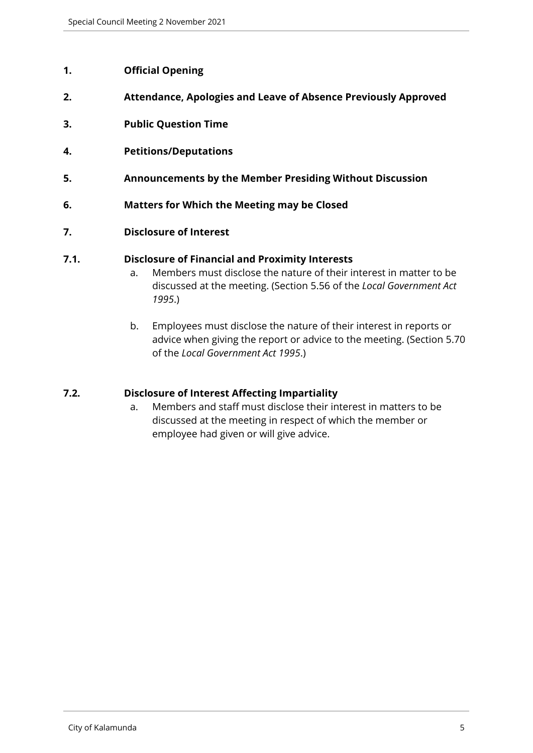# 1. Official Opening

# 2. Attendance, Apologies and Leave of Absence Previously Approved

# 3. Public Question Time

# 4. Petitions/Deputations

# 5. Announcements by the Member Presiding Without Discussion

# 6. Matters for Which the Meeting may be Closed

# 7. Disclosure of Interest

## 7.1. Disclosure of Financial and Proximity Interests

a. Members must disclose the nature of their interest in matter to be discussed at the meeting. (Section 5.56 of the *Local Government Act 1995*.)

b. Employees must disclose the nature of their interest in reports or advice when giving the report or advice to the meeting. (Section 5.70 of the *Local Government Act 1995*.)

## 7.2. Disclosure of Interest Affecting Impartiality

a. Members and staff must disclose their interest in matters to be discussed at the meeting in respect of which the member or employee had given or will give advice.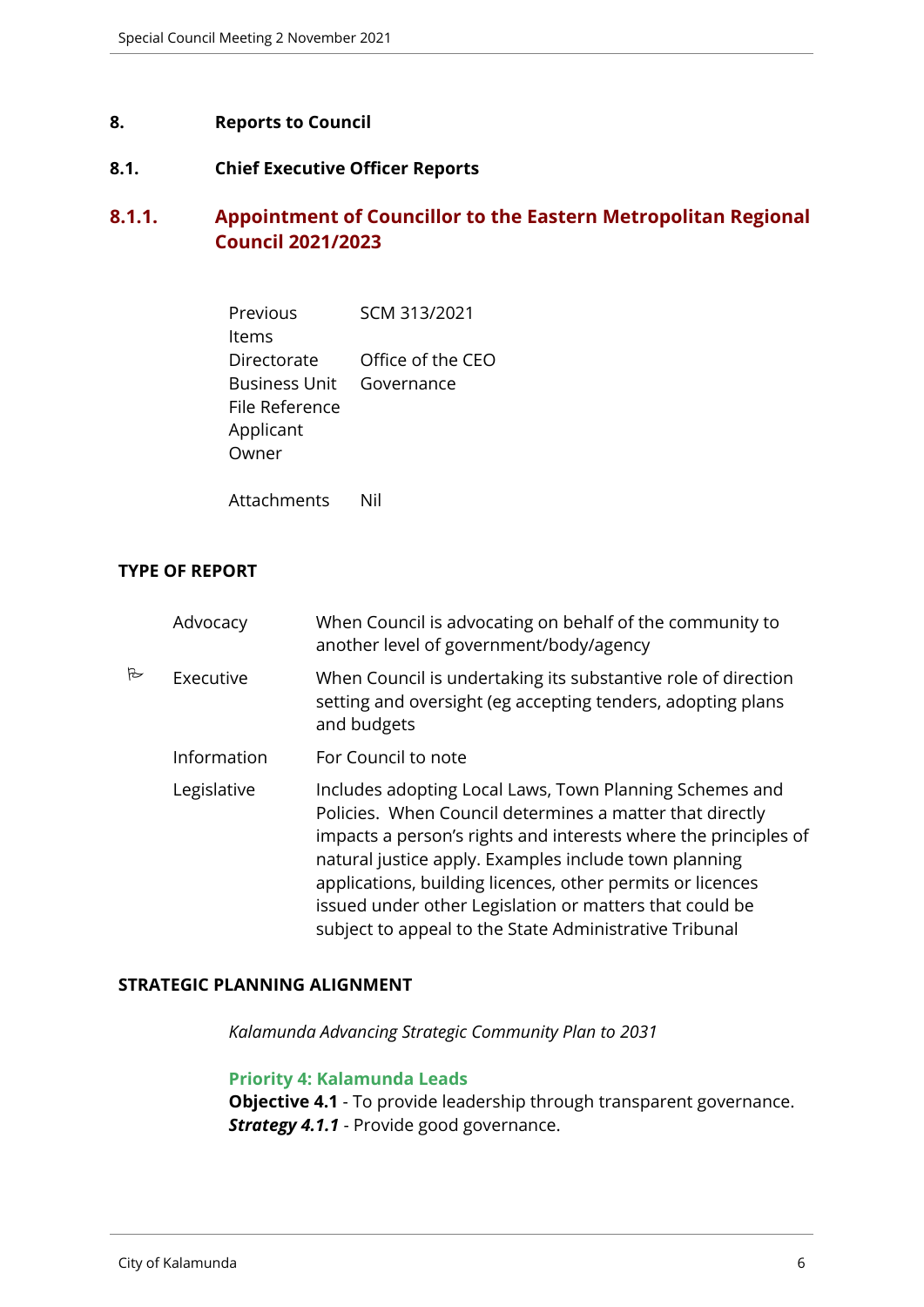# 8. Reports to Council

## 8.1. Chief Executive Officer Reports

### 8.1.1. Appointment of Councillor to the Eastern Metropolitan Regional Council 2021/2023

| | |
|---|---|
| Previous Items | SCM 313/2021 |
| Directorate | Office of the CEO |
| Business Unit | Governance |
| File Reference | |
| Applicant | |
| Owner | |
| Attachments | Nil |

**TYPE OF REPORT**

| | | |
|---|---|---|
| | Advocacy | When Council is advocating on behalf of the community to another level of government/body/agency |
| ✓ | Executive | When Council is undertaking its substantive role of direction setting and oversight (eg accepting tenders, adopting plans and budgets |
| | Information | For Council to note |
| | Legislative | Includes adopting Local Laws, Town Planning Schemes and Policies. When Council determines a matter that directly impacts a person's rights and interests where the principles of natural justice apply. Examples include town planning applications, building licences, other permits or licences issued under other Legislation or matters that could be subject to appeal to the State Administrative Tribunal |

**STRATEGIC PLANNING ALIGNMENT**

*Kalamunda Advancing Strategic Community Plan to 2031*

**Priority 4: Kalamunda Leads**

**Objective 4.1** - To provide leadership through transparent governance.

***Strategy 4.1.1*** - Provide good governance.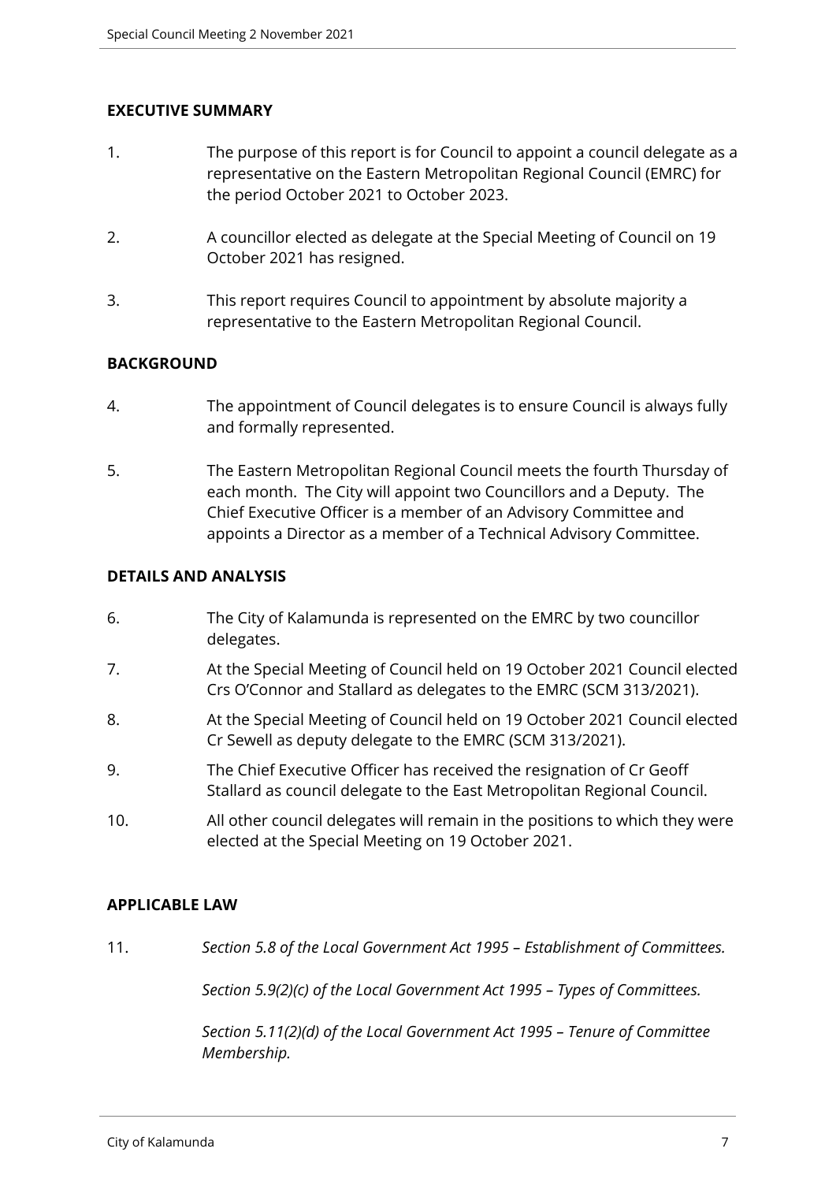## EXECUTIVE SUMMARY

1. The purpose of this report is for Council to appoint a council delegate as a representative on the Eastern Metropolitan Regional Council (EMRC) for the period October 2021 to October 2023.

2. A councillor elected as delegate at the Special Meeting of Council on 19 October 2021 has resigned.

3. This report requires Council to appointment by absolute majority a representative to the Eastern Metropolitan Regional Council.

## BACKGROUND

4. The appointment of Council delegates is to ensure Council is always fully and formally represented.

5. The Eastern Metropolitan Regional Council meets the fourth Thursday of each month. The City will appoint two Councillors and a Deputy. The Chief Executive Officer is a member of an Advisory Committee and appoints a Director as a member of a Technical Advisory Committee.

## DETAILS AND ANALYSIS

6. The City of Kalamunda is represented on the EMRC by two councillor delegates.

7. At the Special Meeting of Council held on 19 October 2021 Council elected Crs O'Connor and Stallard as delegates to the EMRC (SCM 313/2021).

8. At the Special Meeting of Council held on 19 October 2021 Council elected Cr Sewell as deputy delegate to the EMRC (SCM 313/2021).

9. The Chief Executive Officer has received the resignation of Cr Geoff Stallard as council delegate to the East Metropolitan Regional Council.

10. All other council delegates will remain in the positions to which they were elected at the Special Meeting on 19 October 2021.

## APPLICABLE LAW

11. *Section 5.8 of the Local Government Act 1995 – Establishment of Committees.*

    *Section 5.9(2)(c) of the Local Government Act 1995 – Types of Committees.*

    *Section 5.11(2)(d) of the Local Government Act 1995 – Tenure of Committee Membership.*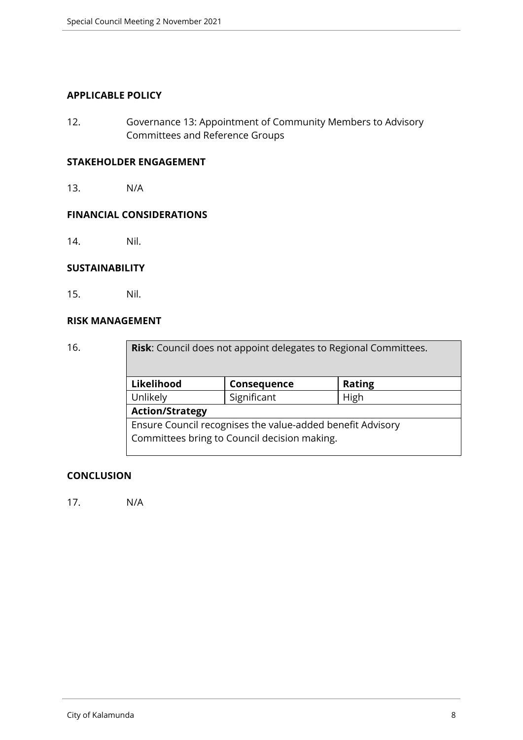## APPLICABLE POLICY

12. Governance 13: Appointment of Community Members to Advisory Committees and Reference Groups

## STAKEHOLDER ENGAGEMENT

13. N/A

## FINANCIAL CONSIDERATIONS

14. Nil.

## SUSTAINABILITY

15. Nil.

## RISK MANAGEMENT

16.

| **Risk**: Council does not appoint delegates to Regional Committees. | | |
|---|---|---|
| **Likelihood** | **Consequence** | **Rating** |
| Unlikely | Significant | High |
| **Action/Strategy** | | |
| Ensure Council recognises the value-added benefit Advisory Committees bring to Council decision making. | | |

## CONCLUSION

17. N/A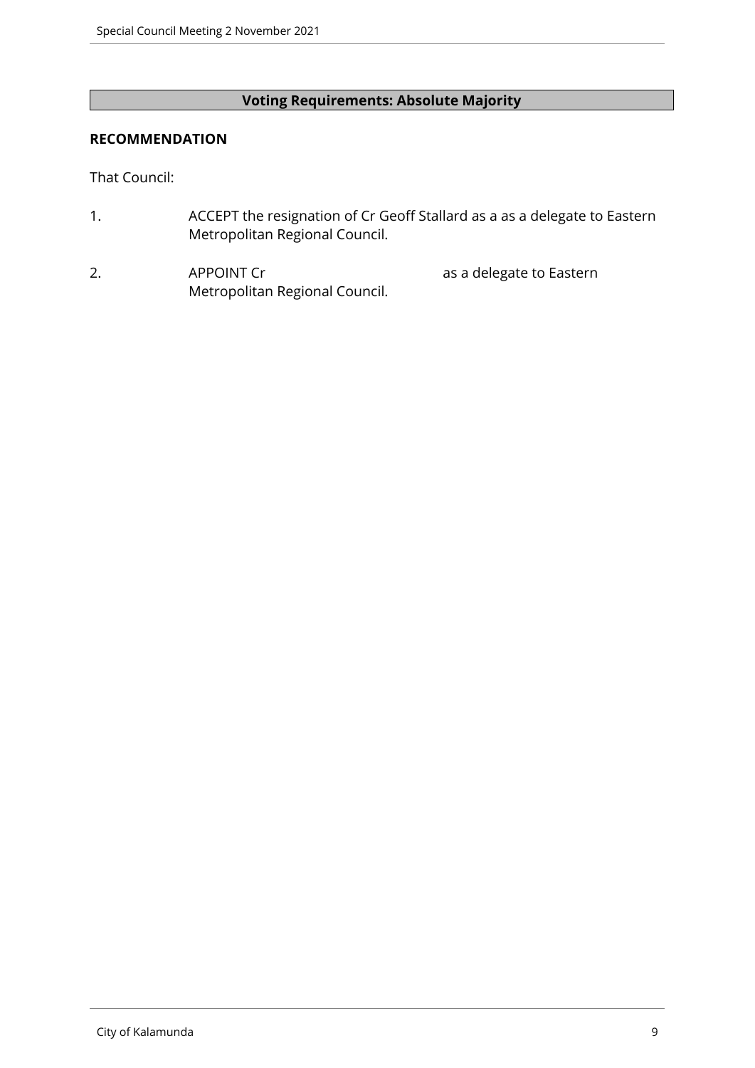**Voting Requirements: Absolute Majority**

**RECOMMENDATION**

That Council:

1. ACCEPT the resignation of Cr Geoff Stallard as a as a delegate to Eastern Metropolitan Regional Council.

2. APPOINT Cr as a delegate to Eastern Metropolitan Regional Council.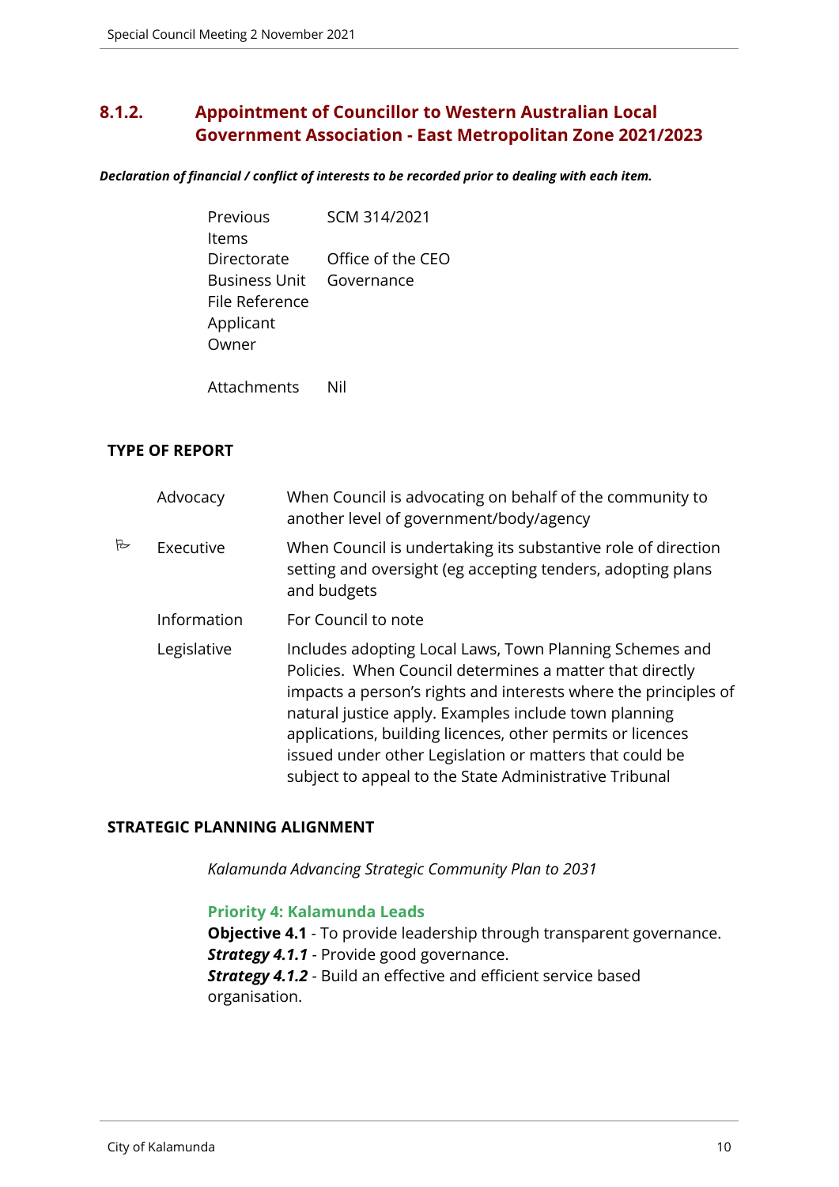## 8.1.2. Appointment of Councillor to Western Australian Local Government Association - East Metropolitan Zone 2021/2023

***Declaration of financial / conflict of interests to be recorded prior to dealing with each item.***

| | |
|---|---|
| Previous Items | SCM 314/2021 |
| Directorate | Office of the CEO |
| Business Unit | Governance |
| File Reference | |
| Applicant | |
| Owner | |
| Attachments | Nil |

### TYPE OF REPORT

| | | |
|---|---|---|
| | Advocacy | When Council is advocating on behalf of the community to another level of government/body/agency |
| ✓ | Executive | When Council is undertaking its substantive role of direction setting and oversight (eg accepting tenders, adopting plans and budgets |
| | Information | For Council to note |
| | Legislative | Includes adopting Local Laws, Town Planning Schemes and Policies. When Council determines a matter that directly impacts a person's rights and interests where the principles of natural justice apply. Examples include town planning applications, building licences, other permits or licences issued under other Legislation or matters that could be subject to appeal to the State Administrative Tribunal |

### STRATEGIC PLANNING ALIGNMENT

*Kalamunda Advancing Strategic Community Plan to 2031*

**Priority 4: Kalamunda Leads**

**Objective 4.1** - To provide leadership through transparent governance.
***Strategy 4.1.1*** - Provide good governance.
***Strategy 4.1.2*** - Build an effective and efficient service based organisation.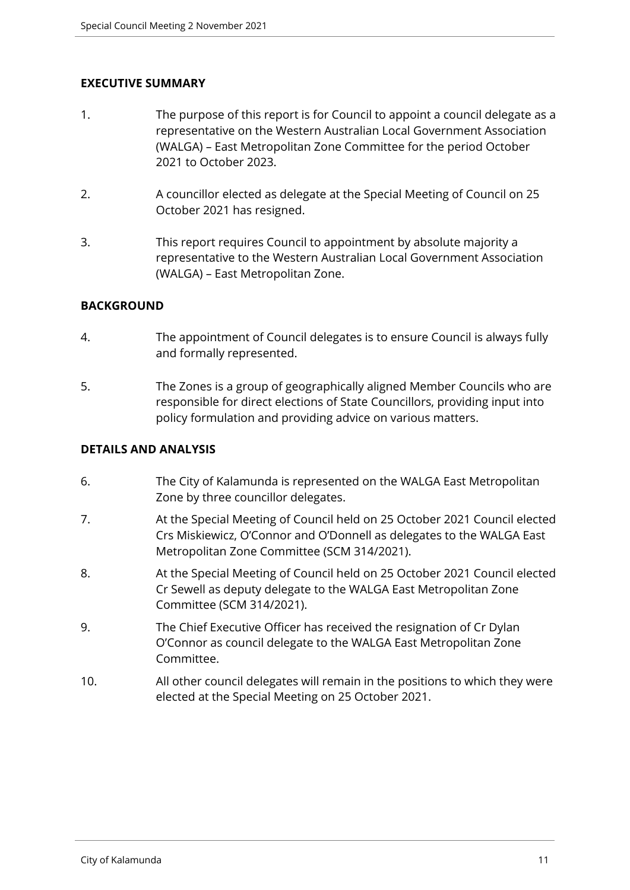## EXECUTIVE SUMMARY

1. The purpose of this report is for Council to appoint a council delegate as a representative on the Western Australian Local Government Association (WALGA) – East Metropolitan Zone Committee for the period October 2021 to October 2023.

2. A councillor elected as delegate at the Special Meeting of Council on 25 October 2021 has resigned.

3. This report requires Council to appointment by absolute majority a representative to the Western Australian Local Government Association (WALGA) – East Metropolitan Zone.

## BACKGROUND

4. The appointment of Council delegates is to ensure Council is always fully and formally represented.

5. The Zones is a group of geographically aligned Member Councils who are responsible for direct elections of State Councillors, providing input into policy formulation and providing advice on various matters.

## DETAILS AND ANALYSIS

6. The City of Kalamunda is represented on the WALGA East Metropolitan Zone by three councillor delegates.

7. At the Special Meeting of Council held on 25 October 2021 Council elected Crs Miskiewicz, O'Connor and O'Donnell as delegates to the WALGA East Metropolitan Zone Committee (SCM 314/2021).

8. At the Special Meeting of Council held on 25 October 2021 Council elected Cr Sewell as deputy delegate to the WALGA East Metropolitan Zone Committee (SCM 314/2021).

9. The Chief Executive Officer has received the resignation of Cr Dylan O'Connor as council delegate to the WALGA East Metropolitan Zone Committee.

10. All other council delegates will remain in the positions to which they were elected at the Special Meeting on 25 October 2021.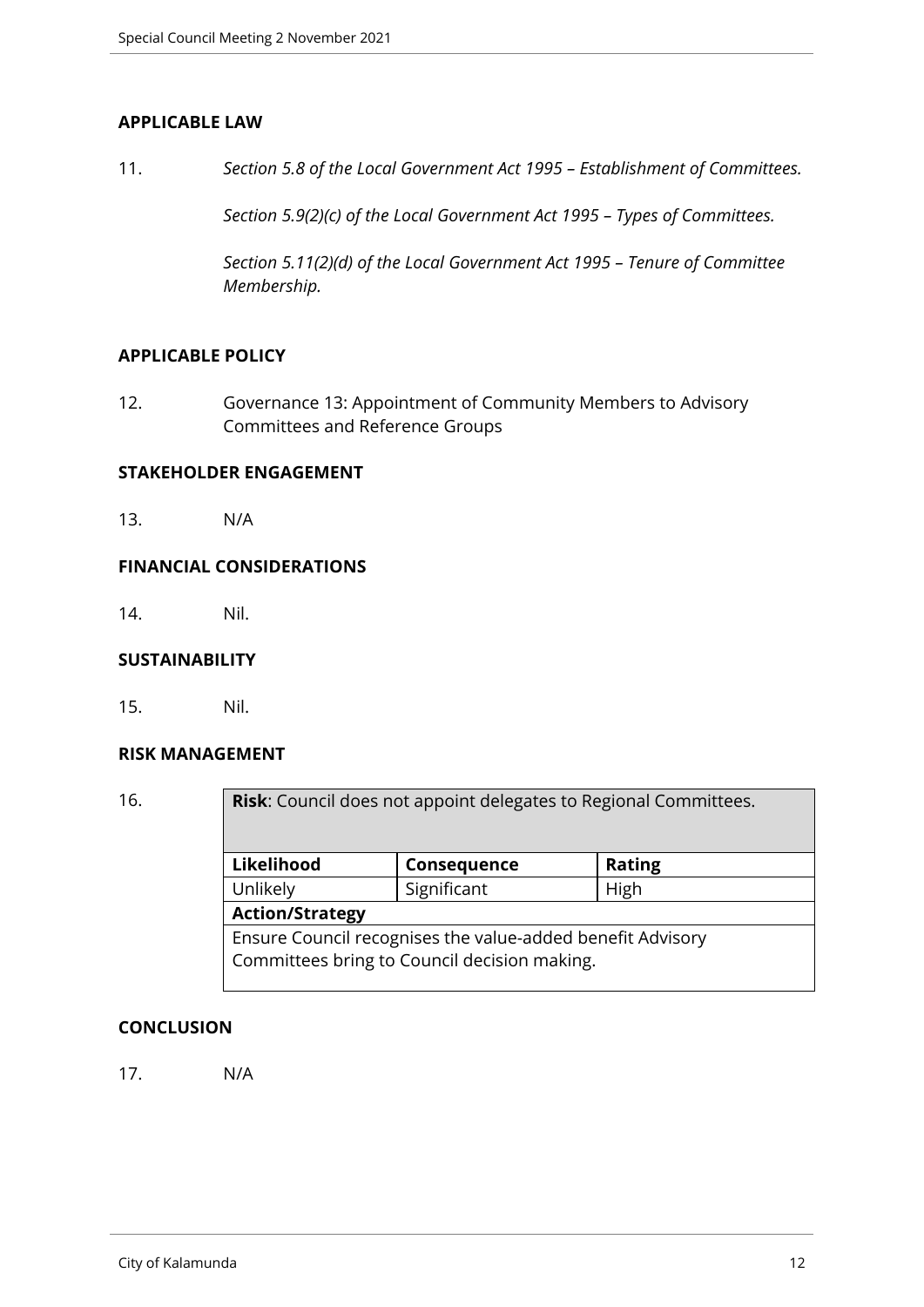## APPLICABLE LAW

11. *Section 5.8 of the Local Government Act 1995 – Establishment of Committees.*

    *Section 5.9(2)(c) of the Local Government Act 1995 – Types of Committees.*

    *Section 5.11(2)(d) of the Local Government Act 1995 – Tenure of Committee Membership.*

## APPLICABLE POLICY

12. Governance 13: Appointment of Community Members to Advisory Committees and Reference Groups

## STAKEHOLDER ENGAGEMENT

13. N/A

## FINANCIAL CONSIDERATIONS

14. Nil.

## SUSTAINABILITY

15. Nil.

## RISK MANAGEMENT

16.

| **Risk**: Council does not appoint delegates to Regional Committees. | | |
|---|---|---|
| **Likelihood** | **Consequence** | **Rating** |
| Unlikely | Significant | High |
| **Action/Strategy** | | |
| Ensure Council recognises the value-added benefit Advisory Committees bring to Council decision making. | | |

## CONCLUSION

17. N/A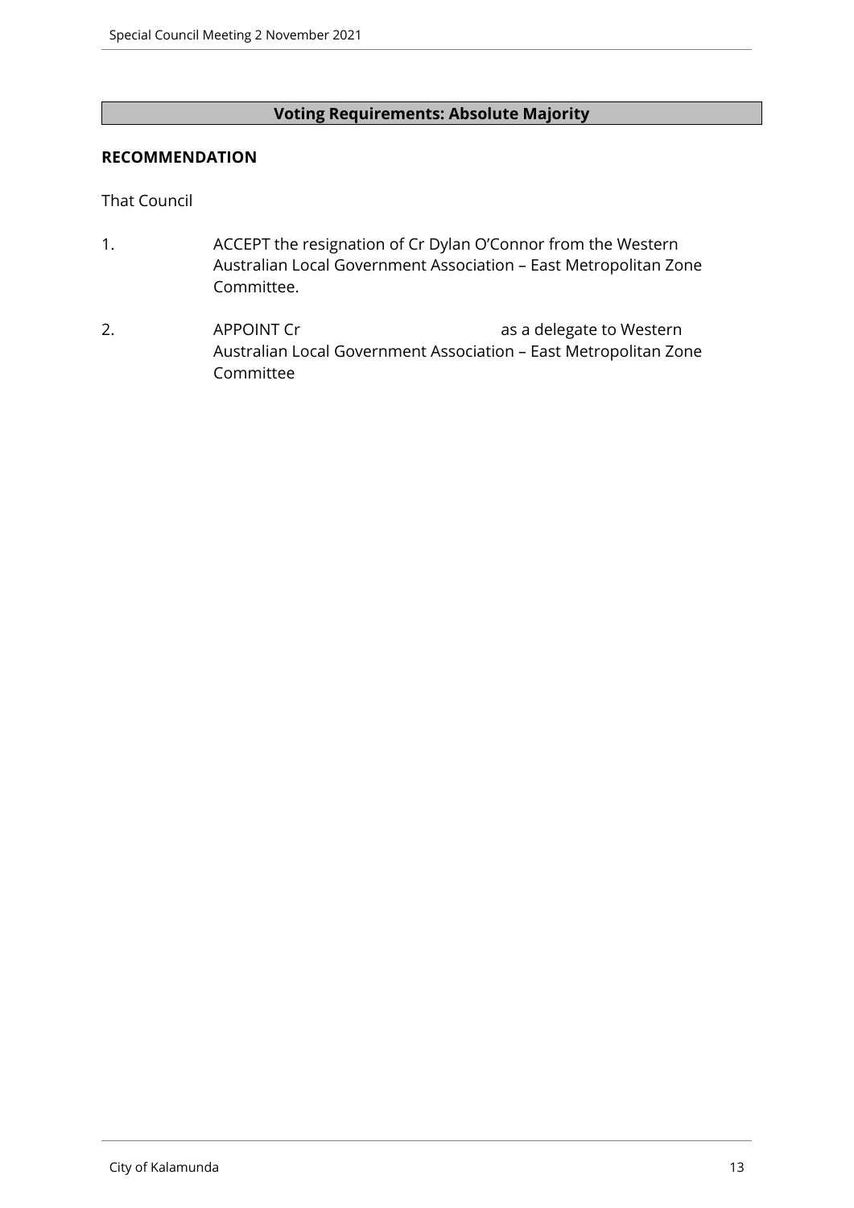**Voting Requirements: Absolute Majority**

**RECOMMENDATION**

That Council

1. ACCEPT the resignation of Cr Dylan O'Connor from the Western Australian Local Government Association – East Metropolitan Zone Committee.

2. APPOINT Cr                                         as a delegate to Western Australian Local Government Association – East Metropolitan Zone Committee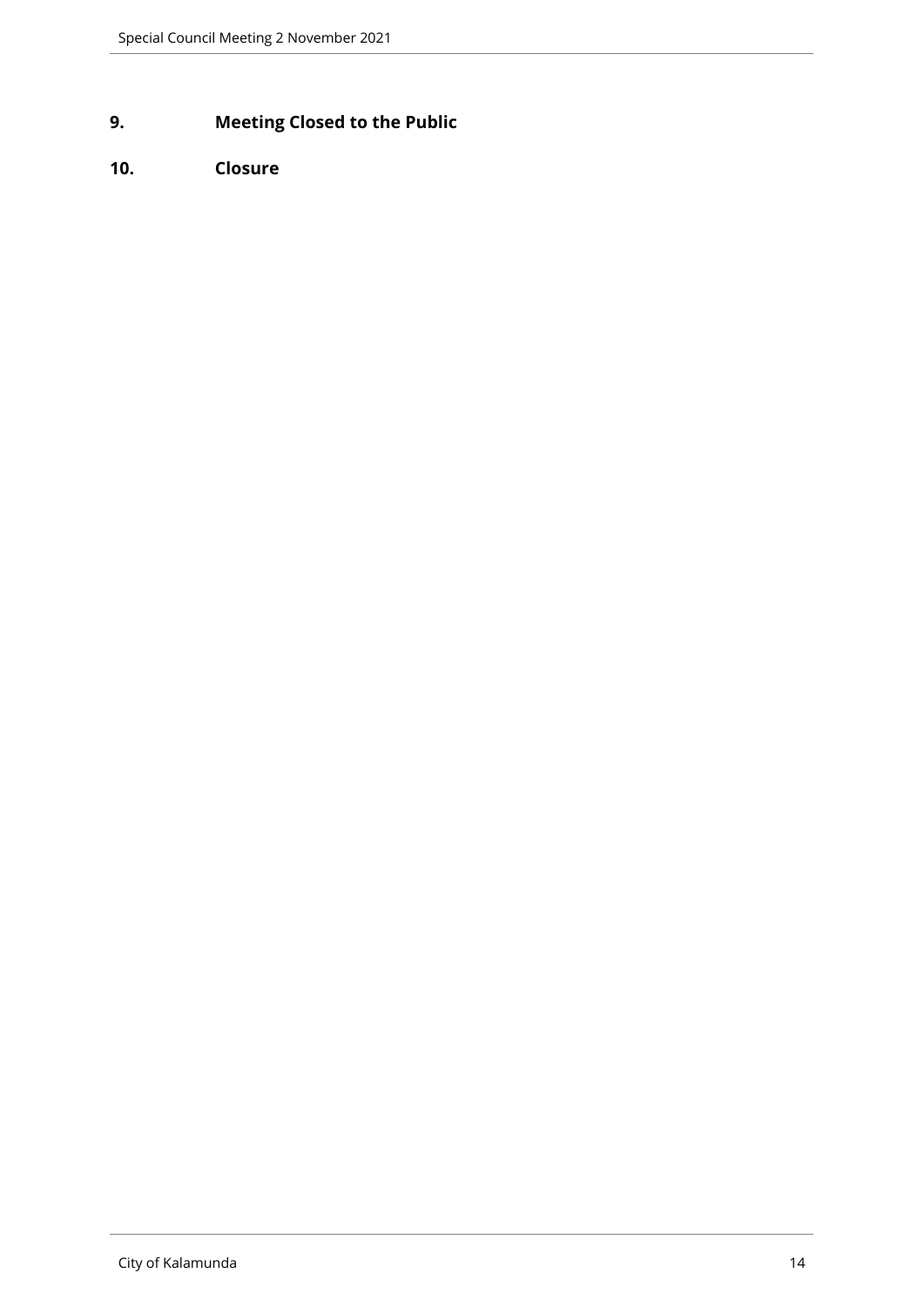## 9. Meeting Closed to the Public

## 10. Closure